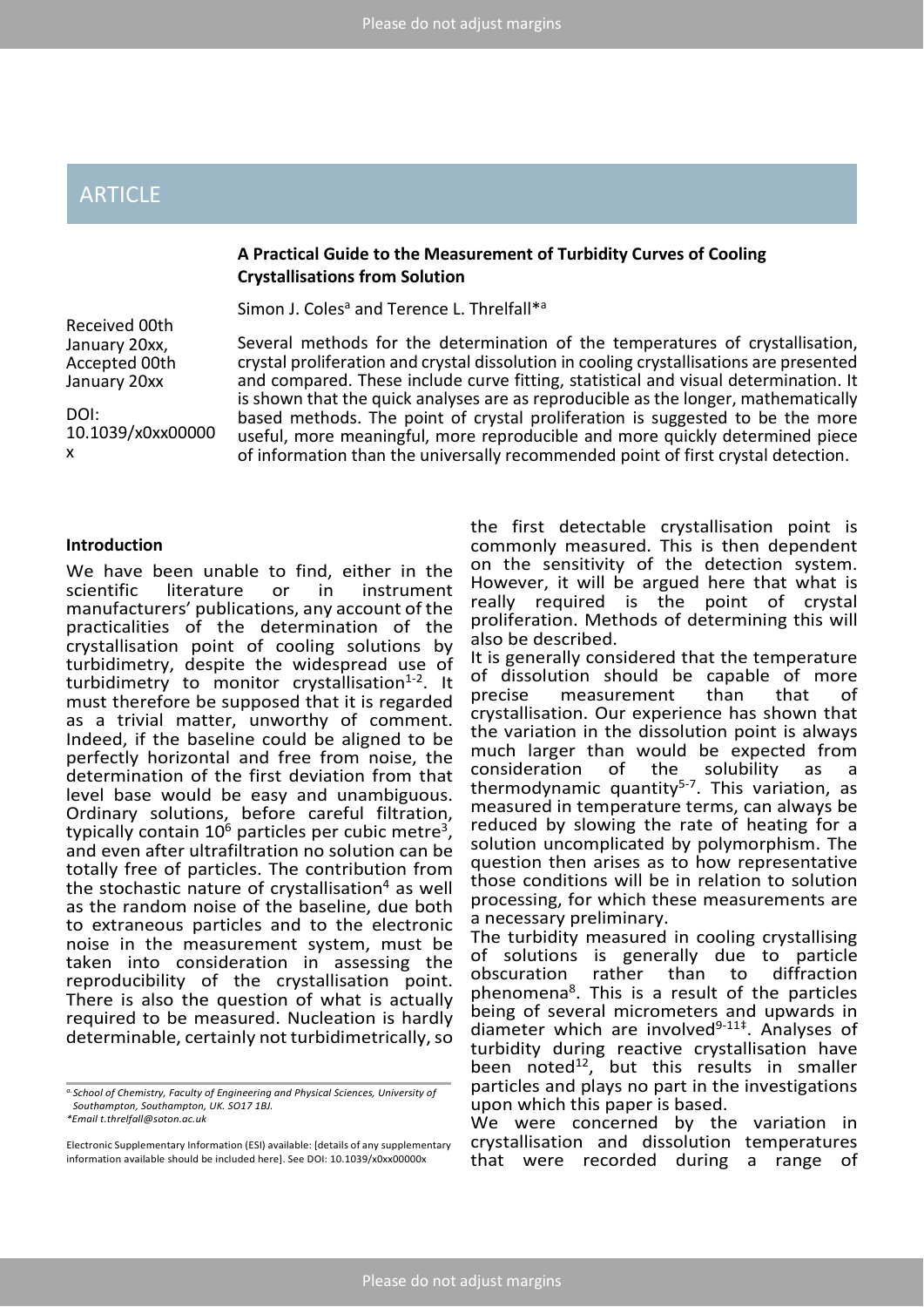ARTICLE

# A Practical Guide to the Measurement of Turbidity Curves of Cooling Crystallisations from Solution

Simon J. Coles[a] and Terence L. Threlfall*[a]

Received 00th January 20xx, Accepted 00th January 20xx

DOI: 10.1039/x0xx00000x

Several methods for the determination of the temperatures of crystallisation, crystal proliferation and crystal dissolution in cooling crystallisations are presented and compared. These include curve fitting, statistical and visual determination. It is shown that the quick analyses are as reproducible as the longer, mathematically based methods. The point of crystal proliferation is suggested to be the more useful, more meaningful, more reproducible and more quickly determined piece of information than the universally recommended point of first crystal detection.

## Introduction

We have been unable to find, either in the scientific literature or in instrument manufacturers' publications, any account of the practicalities of the determination of the crystallisation point of cooling solutions by turbidimetry, despite the widespread use of turbidimetry to monitor crystallisation[1-2]. It must therefore be supposed that it is regarded as a trivial matter, unworthy of comment. Indeed, if the baseline could be aligned to be perfectly horizontal and free from noise, the determination of the first deviation from that level base would be easy and unambiguous. Ordinary solutions, before careful filtration, typically contain $10^6$ particles per cubic metre[3], and even after ultrafiltration no solution can be totally free of particles. The contribution from the stochastic nature of crystallisation[4] as well as the random noise of the baseline, due both to extraneous particles and to the electronic noise in the measurement system, must be taken into consideration in assessing the reproducibility of the crystallisation point. There is also the question of what is actually required to be measured. Nucleation is hardly determinable, certainly not turbidimetrically, so the first detectable crystallisation point is commonly measured. This is then dependent on the sensitivity of the detection system. However, it will be argued here that what is really required is the point of crystal proliferation. Methods of determining this will also be described.

It is generally considered that the temperature of dissolution should be capable of more precise measurement than that of crystallisation. Our experience has shown that the variation in the dissolution point is always much larger than would be expected from consideration of the solubility as a thermodynamic quantity[5-7]. This variation, as measured in temperature terms, can always be reduced by slowing the rate of heating for a solution uncomplicated by polymorphism. The question then arises as to how representative those conditions will be in relation to solution processing, for which these measurements are a necessary preliminary.

The turbidity measured in cooling crystallising of solutions is generally due to particle obscuration rather than to diffraction phenomena[8]. This is a result of the particles being of several micrometers and upwards in diameter which are involved[9-11‡]. Analyses of turbidity during reactive crystallisation have been noted[12], but this results in smaller particles and plays no part in the investigations upon which this paper is based.

We were concerned by the variation in crystallisation and dissolution temperatures that were recorded during a range of

---

*a. School of Chemistry, Faculty of Engineering and Physical Sciences, University of Southampton, Southampton, UK. SO17 1BJ.*
*\*Email t.threlfall@soton.ac.uk*

Electronic Supplementary Information (ESI) available: [details of any supplementary information available should be included here]. See DOI: 10.1039/x0xx00000x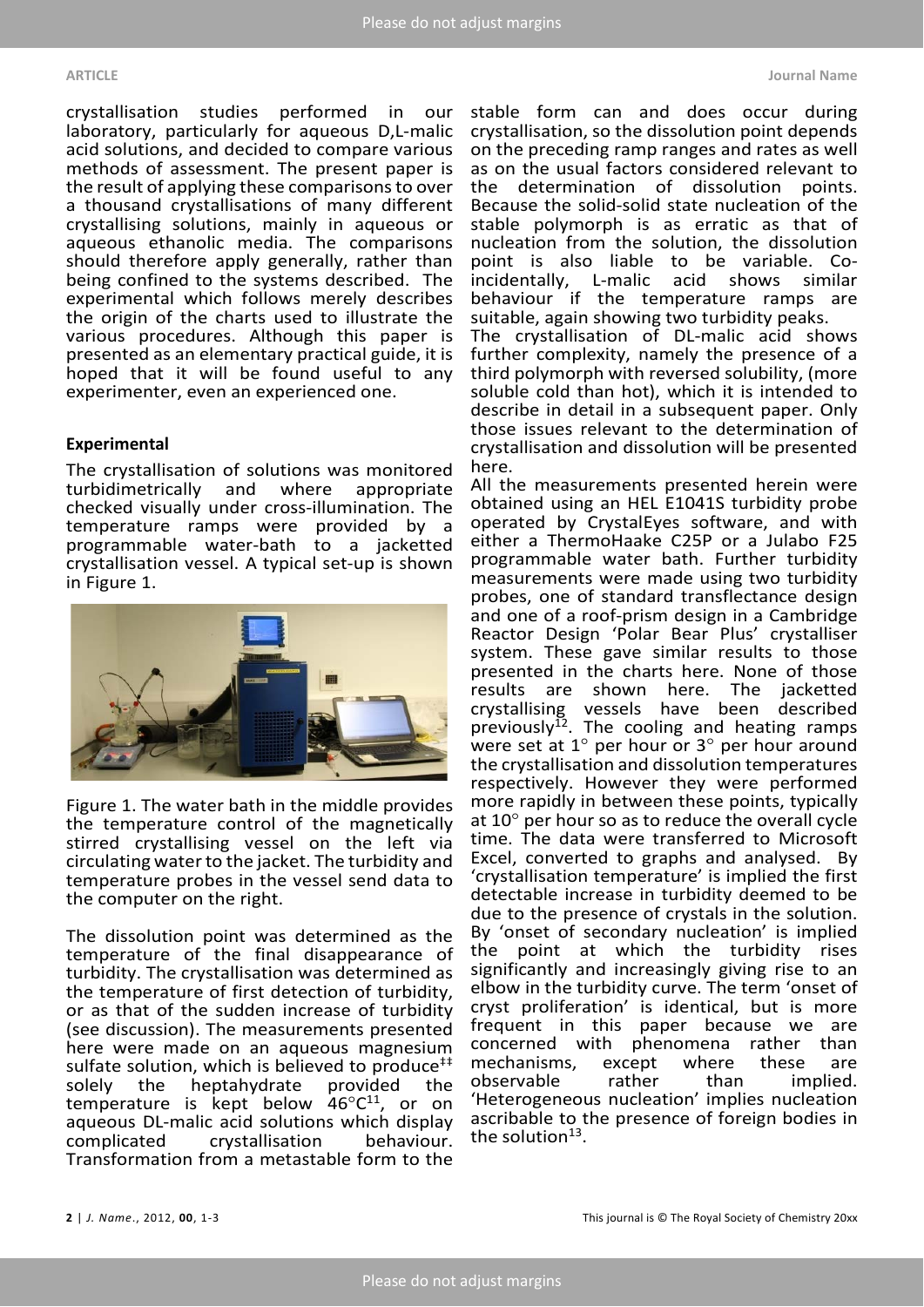crystallisation studies performed in our laboratory, particularly for aqueous D,L-malic acid solutions, and decided to compare various methods of assessment. The present paper is the result of applying these comparisons to over a thousand crystallisations of many different crystallising solutions, mainly in aqueous or aqueous ethanolic media. The comparisons should therefore apply generally, rather than being confined to the systems described. The experimental which follows merely describes the origin of the charts used to illustrate the various procedures. Although this paper is presented as an elementary practical guide, it is hoped that it will be found useful to any experimenter, even an experienced one.

## Experimental

The crystallisation of solutions was monitored turbidimetrically and where appropriate checked visually under cross-illumination. The temperature ramps were provided by a programmable water-bath to a jacketted crystallisation vessel. A typical set-up is shown in Figure 1.

Figure 1. The water bath in the middle provides the temperature control of the magnetically stirred crystallising vessel on the left via circulating water to the jacket. The turbidity and temperature probes in the vessel send data to the computer on the right.

The dissolution point was determined as the temperature of the final disappearance of turbidity. The crystallisation was determined as the temperature of first detection of turbidity, or as that of the sudden increase of turbidity (see discussion). The measurements presented here were made on an aqueous magnesium sulfate solution, which is believed to produce[‡‡] solely the heptahydrate provided the temperature is kept below 46°C[11], or on aqueous DL-malic acid solutions which display complicated crystallisation behaviour. Transformation from a metastable form to the stable form can and does occur during crystallisation, so the dissolution point depends on the preceding ramp ranges and rates as well as on the usual factors considered relevant to the determination of dissolution points. Because the solid-solid state nucleation of the stable polymorph is as erratic as that of nucleation from the solution, the dissolution point is also liable to be variable. Co-incidentally, L-malic acid shows similar behaviour if the temperature ramps are suitable, again showing two turbidity peaks.

The crystallisation of DL-malic acid shows further complexity, namely the presence of a third polymorph with reversed solubility, (more soluble cold than hot), which it is intended to describe in detail in a subsequent paper. Only those issues relevant to the determination of crystallisation and dissolution will be presented here.

All the measurements presented herein were obtained using an HEL E1041S turbidity probe operated by CrystalEyes software, and with either a ThermoHaake C25P or a Julabo F25 programmable water bath. Further turbidity measurements were made using two turbidity probes, one of standard transflectance design and one of a roof-prism design in a Cambridge Reactor Design 'Polar Bear Plus' crystalliser system. These gave similar results to those presented in the charts here. None of those results are shown here. The jacketted crystallising vessels have been described previously[12]. The cooling and heating ramps were set at 1° per hour or 3° per hour around the crystallisation and dissolution temperatures respectively. However they were performed more rapidly in between these points, typically at 10° per hour so as to reduce the overall cycle time. The data were transferred to Microsoft Excel, converted to graphs and analysed. By 'crystallisation temperature' is implied the first detectable increase in turbidity deemed to be due to the presence of crystals in the solution. By 'onset of secondary nucleation' is implied the point at which the turbidity rises significantly and increasingly giving rise to an elbow in the turbidity curve. The term 'onset of cryst proliferation' is identical, but is more frequent in this paper because we are concerned with phenomena rather than mechanisms, except where these are observable rather than implied. 'Heterogeneous nucleation' implies nucleation ascribable to the presence of foreign bodies in the solution[13].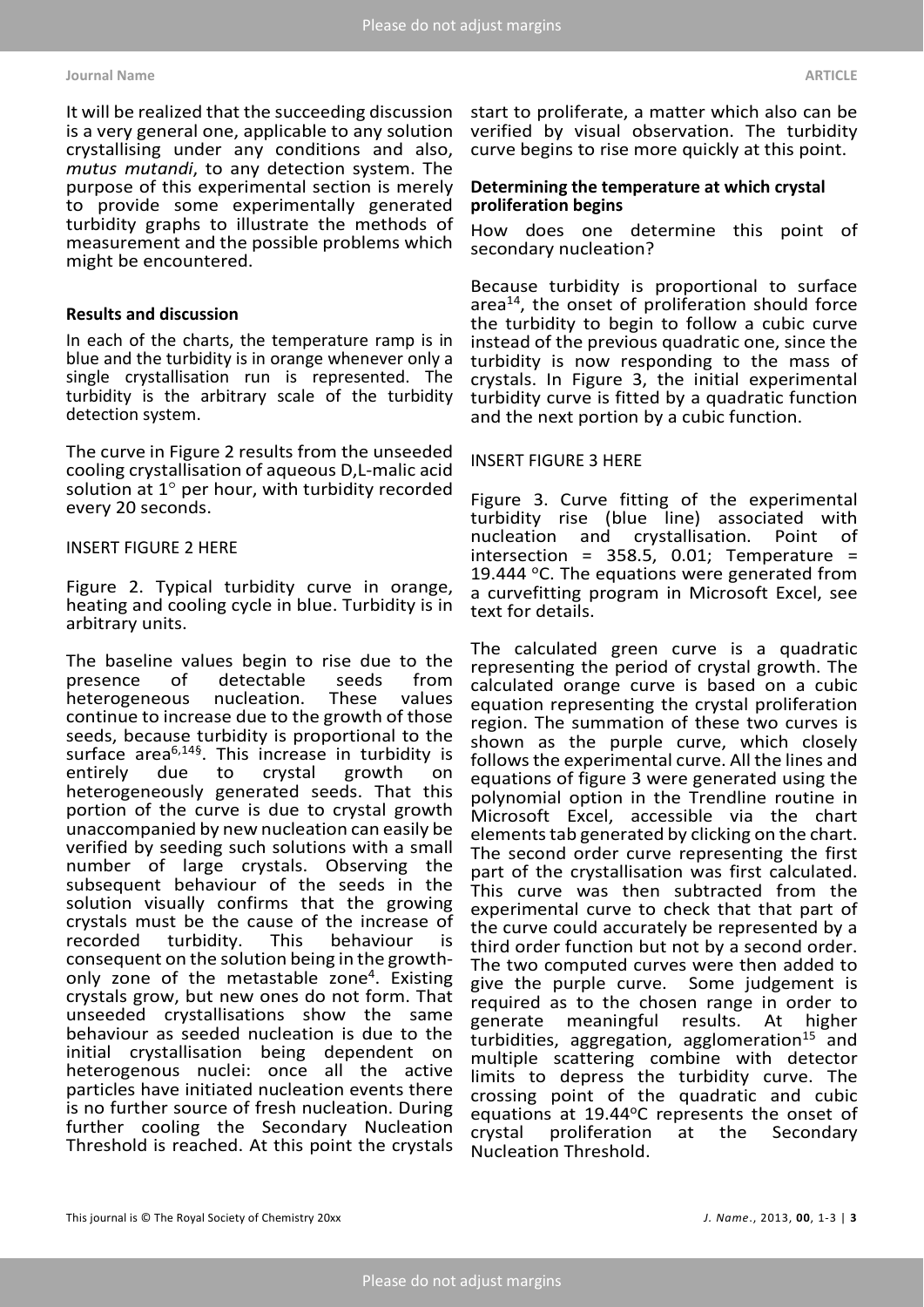It will be realized that the succeeding discussion is a very general one, applicable to any solution crystallising under any conditions and also, *mutus mutandi*, to any detection system. The purpose of this experimental section is merely to provide some experimentally generated turbidity graphs to illustrate the methods of measurement and the possible problems which might be encountered.

### Results and discussion

In each of the charts, the temperature ramp is in blue and the turbidity is in orange whenever only a single crystallisation run is represented. The turbidity is the arbitrary scale of the turbidity detection system.

The curve in Figure 2 results from the unseeded cooling crystallisation of aqueous D,L-malic acid solution at 1° per hour, with turbidity recorded every 20 seconds.

INSERT FIGURE 2 HERE

Figure 2. Typical turbidity curve in orange, heating and cooling cycle in blue. Turbidity is in arbitrary units.

The baseline values begin to rise due to the presence of detectable seeds from heterogeneous nucleation. These values continue to increase due to the growth of those seeds, because turbidity is proportional to the surface area[6,14§]. This increase in turbidity is entirely due to crystal growth on heterogeneously generated seeds. That this portion of the curve is due to crystal growth unaccompanied by new nucleation can easily be verified by seeding such solutions with a small number of large crystals. Observing the subsequent behaviour of the seeds in the solution visually confirms that the growing crystals must be the cause of the increase of recorded turbidity. This behaviour is consequent on the solution being in the growth-only zone of the metastable zone[4]. Existing crystals grow, but new ones do not form. That unseeded crystallisations show the same behaviour as seeded nucleation is due to the initial crystallisation being dependent on heterogenous nuclei: once all the active particles have initiated nucleation events there is no further source of fresh nucleation. During further cooling the Secondary Nucleation Threshold is reached. At this point the crystals start to proliferate, a matter which also can be verified by visual observation. The turbidity curve begins to rise more quickly at this point.

#### Determining the temperature at which crystal proliferation begins

How does one determine this point of secondary nucleation?

Because turbidity is proportional to surface area[14], the onset of proliferation should force the turbidity to begin to follow a cubic curve instead of the previous quadratic one, since the turbidity is now responding to the mass of crystals. In Figure 3, the initial experimental turbidity curve is fitted by a quadratic function and the next portion by a cubic function.

INSERT FIGURE 3 HERE

Figure 3. Curve fitting of the experimental turbidity rise (blue line) associated with nucleation and crystallisation. Point of intersection = 358.5, 0.01; Temperature = 19.444 °C. The equations were generated from a curvefitting program in Microsoft Excel, see text for details.

The calculated green curve is a quadratic representing the period of crystal growth. The calculated orange curve is based on a cubic equation representing the crystal proliferation region. The summation of these two curves is shown as the purple curve, which closely follows the experimental curve. All the lines and equations of figure 3 were generated using the polynomial option in the Trendline routine in Microsoft Excel, accessible via the chart elements tab generated by clicking on the chart. The second order curve representing the first part of the crystallisation was first calculated. This curve was then subtracted from the experimental curve to check that that part of the curve could accurately be represented by a third order function but not by a second order. The two computed curves were then added to give the purple curve. Some judgement is required as to the chosen range in order to generate meaningful results. At higher turbidities, aggregation, agglomeration[15] and multiple scattering combine with detector limits to depress the turbidity curve. The crossing point of the quadratic and cubic equations at 19.44°C represents the onset of crystal proliferation at the Secondary Nucleation Threshold.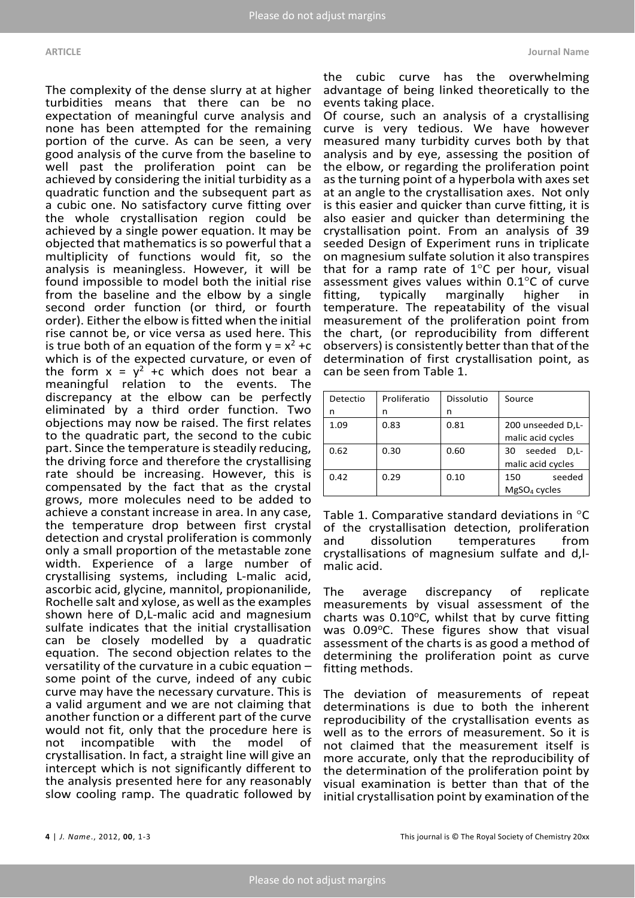The complexity of the dense slurry at at higher turbidities means that there can be no expectation of meaningful curve analysis and none has been attempted for the remaining portion of the curve. As can be seen, a very good analysis of the curve from the baseline to well past the proliferation point can be achieved by considering the initial turbidity as a quadratic function and the subsequent part as a cubic one. No satisfactory curve fitting over the whole crystallisation region could be achieved by a single power equation. It may be objected that mathematics is so powerful that a multiplicity of functions would fit, so the analysis is meaningless. However, it will be found impossible to model both the initial rise from the baseline and the elbow by a single second order function (or third, or fourth order). Either the elbow is fitted when the initial rise cannot be, or vice versa as used here. This is true both of an equation of the form $y = x^2 + c$ which is of the expected curvature, or even of the form $x = y^2 + c$ which does not bear a meaningful relation to the events. The discrepancy at the elbow can be perfectly eliminated by a third order function. Two objections may now be raised. The first relates to the quadratic part, the second to the cubic part. Since the temperature is steadily reducing, the driving force and therefore the crystallising rate should be increasing. However, this is compensated by the fact that as the crystal grows, more molecules need to be added to achieve a constant increase in area. In any case, the temperature drop between first crystal detection and crystal proliferation is commonly only a small proportion of the metastable zone width. Experience of a large number of crystallising systems, including L-malic acid, ascorbic acid, glycine, mannitol, propionanilide, Rochelle salt and xylose, as well as the examples shown here of D,L-malic acid and magnesium sulfate indicates that the initial crystallisation can be closely modelled by a quadratic equation. The second objection relates to the versatility of the curvature in a cubic equation – some point of the curve, indeed of any cubic curve may have the necessary curvature. This is a valid argument and we are not claiming that another function or a different part of the curve would not fit, only that the procedure here is not incompatible with the model of crystallisation. In fact, a straight line will give an intercept which is not significantly different to the analysis presented here for any reasonably slow cooling ramp. The quadratic followed by the cubic curve has the overwhelming advantage of being linked theoretically to the events taking place.

Of course, such an analysis of a crystallising curve is very tedious. We have however measured many turbidity curves both by that analysis and by eye, assessing the position of the elbow, or regarding the proliferation point as the turning point of a hyperbola with axes set at an angle to the crystallisation axes. Not only is this easier and quicker than curve fitting, it is also easier and quicker than determining the crystallisation point. From an analysis of 39 seeded Design of Experiment runs in triplicate on magnesium sulfate solution it also transpires that for a ramp rate of 1°C per hour, visual assessment gives values within 0.1°C of curve fitting, typically marginally higher in temperature. The repeatability of the visual measurement of the proliferation point from the chart, (or reproducibility from different observers) is consistently better than that of the determination of first crystallisation point, as can be seen from Table 1.

| Detection | Proliferation | Dissolution | Source |
|---|---|---|---|
| 1.09 | 0.83 | 0.81 | 200 unseeded D,L-malic acid cycles |
| 0.62 | 0.30 | 0.60 | 30 seeded D,L-malic acid cycles |
| 0.42 | 0.29 | 0.10 | 150 seeded $MgSO_4$ cycles |

Table 1. Comparative standard deviations in °C of the crystallisation detection, proliferation and dissolution temperatures from crystallisations of magnesium sulfate and d,l-malic acid.

The average discrepancy of replicate measurements by visual assessment of the charts was 0.10°C, whilst that by curve fitting was 0.09°C. These figures show that visual assessment of the charts is as good a method of determining the proliferation point as curve fitting methods.

The deviation of measurements of repeat determinations is due to both the inherent reproducibility of the crystallisation events as well as to the errors of measurement. So it is not claimed that the measurement itself is more accurate, only that the reproducibility of the determination of the proliferation point by visual examination is better than that of the initial crystallisation point by examination of the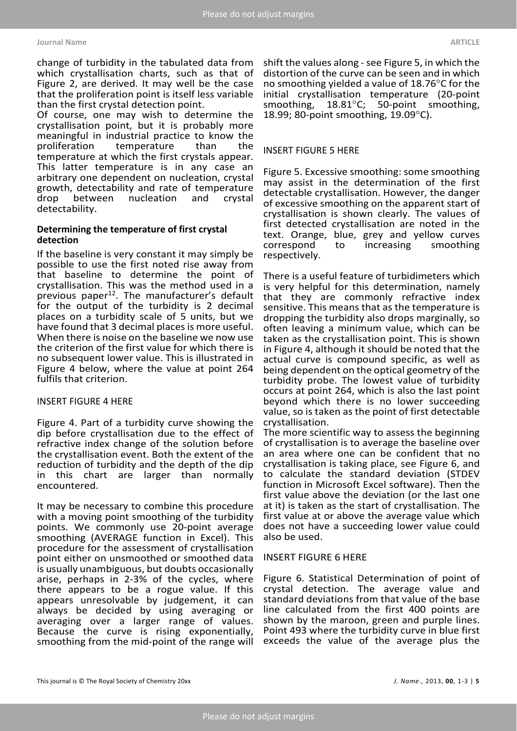change of turbidity in the tabulated data from which crystallisation charts, such as that of Figure 2, are derived. It may well be the case that the proliferation point is itself less variable than the first crystal detection point.

Of course, one may wish to determine the crystallisation point, but it is probably more meaningful in industrial practice to know the proliferation temperature than the temperature at which the first crystals appear. This latter temperature is in any case an arbitrary one dependent on nucleation, crystal growth, detectability and rate of temperature drop between nucleation and crystal detectability.

#### Determining the temperature of first crystal detection

If the baseline is very constant it may simply be possible to use the first noted rise away from that baseline to determine the point of crystallisation. This was the method used in a previous paper[12]. The manufacturer's default for the output of the turbidity is 2 decimal places on a turbidity scale of 5 units, but we have found that 3 decimal places is more useful. When there is noise on the baseline we now use the criterion of the first value for which there is no subsequent lower value. This is illustrated in Figure 4 below, where the value at point 264 fulfils that criterion.

INSERT FIGURE 4 HERE

Figure 4. Part of a turbidity curve showing the dip before crystallisation due to the effect of refractive index change of the solution before the crystallisation event. Both the extent of the reduction of turbidity and the depth of the dip in this chart are larger than normally encountered.

It may be necessary to combine this procedure with a moving point smoothing of the turbidity points. We commonly use 20-point average smoothing (AVERAGE function in Excel). This procedure for the assessment of crystallisation point either on unsmoothed or smoothed data is usually unambiguous, but doubts occasionally arise, perhaps in 2-3% of the cycles, where there appears to be a rogue value. If this appears unresolvable by judgement, it can always be decided by using averaging or averaging over a larger range of values. Because the curve is rising exponentially, smoothing from the mid-point of the range will shift the values along - see Figure 5, in which the distortion of the curve can be seen and in which no smoothing yielded a value of 18.76°C for the initial crystallisation temperature (20-point smoothing, 18.81°C; 50-point smoothing, 18.99; 80-point smoothing, 19.09°C).

INSERT FIGURE 5 HERE

Figure 5. Excessive smoothing: some smoothing may assist in the determination of the first detectable crystallisation. However, the danger of excessive smoothing on the apparent start of crystallisation is shown clearly. The values of first detected crystallisation are noted in the text. Orange, blue, grey and yellow curves correspond to increasing smoothing respectively.

There is a useful feature of turbidimeters which is very helpful for this determination, namely that they are commonly refractive index sensitive. This means that as the temperature is dropping the turbidity also drops marginally, so often leaving a minimum value, which can be taken as the crystallisation point. This is shown in Figure 4, although it should be noted that the actual curve is compound specific, as well as being dependent on the optical geometry of the turbidity probe. The lowest value of turbidity occurs at point 264, which is also the last point beyond which there is no lower succeeding value, so is taken as the point of first detectable crystallisation.

The more scientific way to assess the beginning of crystallisation is to average the baseline over an area where one can be confident that no crystallisation is taking place, see Figure 6, and to calculate the standard deviation (STDEV function in Microsoft Excel software). Then the first value above the deviation (or the last one at it) is taken as the start of crystallisation. The first value at or above the average value which does not have a succeeding lower value could also be used.

INSERT FIGURE 6 HERE

Figure 6. Statistical Determination of point of crystal detection. The average value and standard deviations from that value of the base line calculated from the first 400 points are shown by the maroon, green and purple lines. Point 493 where the turbidity curve in blue first exceeds the value of the average plus the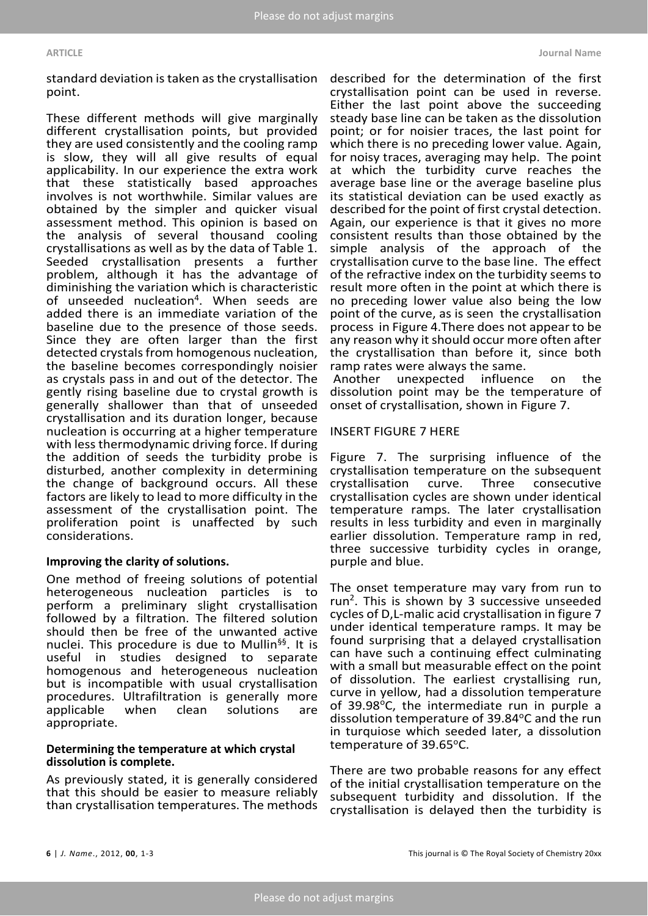standard deviation is taken as the crystallisation point.

These different methods will give marginally different crystallisation points, but provided they are used consistently and the cooling ramp is slow, they will all give results of equal applicability. In our experience the extra work that these statistically based approaches involves is not worthwhile. Similar values are obtained by the simpler and quicker visual assessment method. This opinion is based on the analysis of several thousand cooling crystallisations as well as by the data of Table 1. Seeded crystallisation presents a further problem, although it has the advantage of diminishing the variation which is characteristic of unseeded nucleation[4]. When seeds are added there is an immediate variation of the baseline due to the presence of those seeds. Since they are often larger than the first detected crystals from homogenous nucleation, the baseline becomes correspondingly noisier as crystals pass in and out of the detector. The gently rising baseline due to crystal growth is generally shallower than that of unseeded crystallisation and its duration longer, because nucleation is occurring at a higher temperature with less thermodynamic driving force. If during the addition of seeds the turbidity probe is disturbed, another complexity in determining the change of background occurs. All these factors are likely to lead to more difficulty in the assessment of the crystallisation point. The proliferation point is unaffected by such considerations.

**Improving the clarity of solutions.**

One method of freeing solutions of potential heterogeneous nucleation particles is to perform a preliminary slight crystallisation followed by a filtration. The filtered solution should then be free of the unwanted active nuclei. This procedure is due to Mullin[§§]. It is useful in studies designed to separate homogenous and heterogeneous nucleation but is incompatible with usual crystallisation procedures. Ultrafiltration is generally more applicable when clean solutions are appropriate.

**Determining the temperature at which crystal dissolution is complete.**

As previously stated, it is generally considered that this should be easier to measure reliably than crystallisation temperatures. The methods described for the determination of the first crystallisation point can be used in reverse. Either the last point above the succeeding steady base line can be taken as the dissolution point; or for noisier traces, the last point for which there is no preceding lower value. Again, for noisy traces, averaging may help. The point at which the turbidity curve reaches the average base line or the average baseline plus its statistical deviation can be used exactly as described for the point of first crystal detection. Again, our experience is that it gives no more consistent results than those obtained by the simple analysis of the approach of the crystallisation curve to the base line. The effect of the refractive index on the turbidity seems to result more often in the point at which there is no preceding lower value also being the low point of the curve, as is seen the crystallisation process in Figure 4.There does not appear to be any reason why it should occur more often after the crystallisation than before it, since both ramp rates were always the same.

Another unexpected influence on the dissolution point may be the temperature of onset of crystallisation, shown in Figure 7.

INSERT FIGURE 7 HERE

Figure 7. The surprising influence of the crystallisation temperature on the subsequent crystallisation curve. Three consecutive crystallisation cycles are shown under identical temperature ramps. The later crystallisation results in less turbidity and even in marginally earlier dissolution. Temperature ramp in red, three successive turbidity cycles in orange, purple and blue.

The onset temperature may vary from run to run[2]. This is shown by 3 successive unseeded cycles of D,L-malic acid crystallisation in figure 7 under identical temperature ramps. It may be found surprising that a delayed crystallisation can have such a continuing effect culminating with a small but measurable effect on the point of dissolution. The earliest crystallising run, curve in yellow, had a dissolution temperature of 39.98°C, the intermediate run in purple a dissolution temperature of 39.84°C and the run in turquiose which seeded later, a dissolution temperature of 39.65°C.

There are two probable reasons for any effect of the initial crystallisation temperature on the subsequent turbidity and dissolution. If the crystallisation is delayed then the turbidity is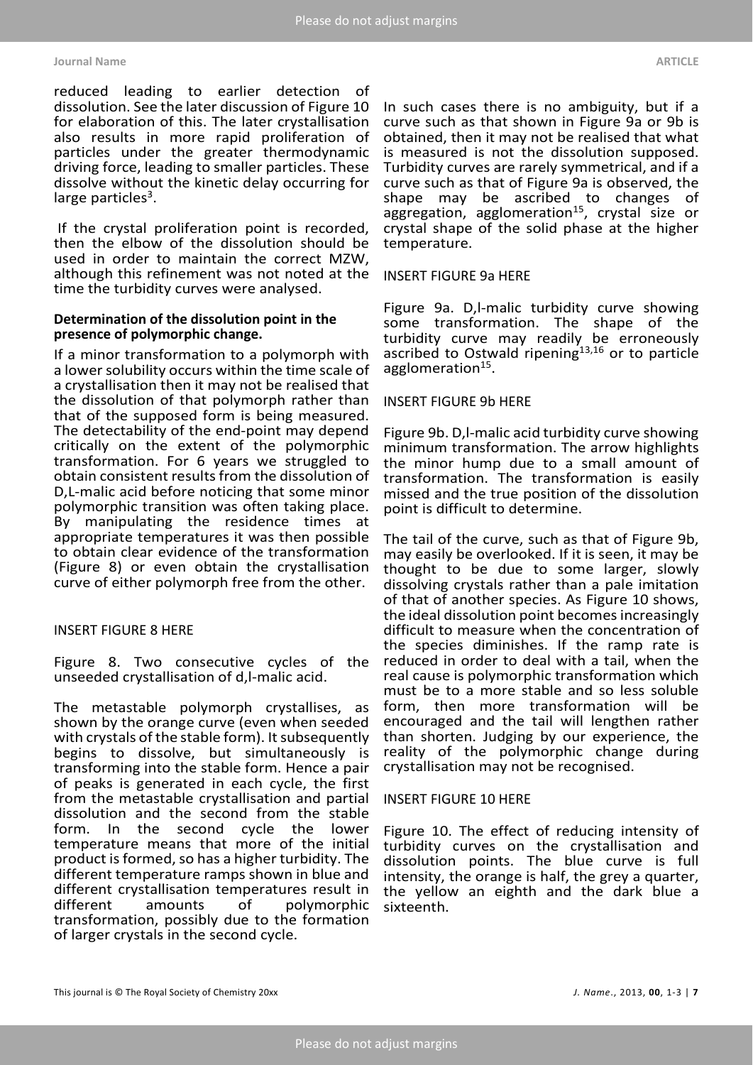reduced leading to earlier detection of dissolution. See the later discussion of Figure 10 for elaboration of this. The later crystallisation also results in more rapid proliferation of particles under the greater thermodynamic driving force, leading to smaller particles. These dissolve without the kinetic delay occurring for large particles[3].

If the crystal proliferation point is recorded, then the elbow of the dissolution should be used in order to maintain the correct MZW, although this refinement was not noted at the time the turbidity curves were analysed.

**Determination of the dissolution point in the presence of polymorphic change.**

If a minor transformation to a polymorph with a lower solubility occurs within the time scale of a crystallisation then it may not be realised that the dissolution of that polymorph rather than that of the supposed form is being measured. The detectability of the end-point may depend critically on the extent of the polymorphic transformation. For 6 years we struggled to obtain consistent results from the dissolution of D,L-malic acid before noticing that some minor polymorphic transition was often taking place. By manipulating the residence times at appropriate temperatures it was then possible to obtain clear evidence of the transformation (Figure 8) or even obtain the crystallisation curve of either polymorph free from the other.

INSERT FIGURE 8 HERE

Figure 8. Two consecutive cycles of the unseeded crystallisation of d,l-malic acid.

The metastable polymorph crystallises, as shown by the orange curve (even when seeded with crystals of the stable form). It subsequently begins to dissolve, but simultaneously is transforming into the stable form. Hence a pair of peaks is generated in each cycle, the first from the metastable crystallisation and partial dissolution and the second from the stable form. In the second cycle the lower temperature means that more of the initial product is formed, so has a higher turbidity. The different temperature ramps shown in blue and different crystallisation temperatures result in different amounts of polymorphic transformation, possibly due to the formation of larger crystals in the second cycle.

In such cases there is no ambiguity, but if a curve such as that shown in Figure 9a or 9b is obtained, then it may not be realised that what is measured is not the dissolution supposed. Turbidity curves are rarely symmetrical, and if a curve such as that of Figure 9a is observed, the shape may be ascribed to changes of aggregation, agglomeration[15], crystal size or crystal shape of the solid phase at the higher temperature.

INSERT FIGURE 9a HERE

Figure 9a. D,l-malic turbidity curve showing some transformation. The shape of the turbidity curve may readily be erroneously ascribed to Ostwald ripening[13,16] or to particle agglomeration[15].

INSERT FIGURE 9b HERE

Figure 9b. D,l-malic acid turbidity curve showing minimum transformation. The arrow highlights the minor hump due to a small amount of transformation. The transformation is easily missed and the true position of the dissolution point is difficult to determine.

The tail of the curve, such as that of Figure 9b, may easily be overlooked. If it is seen, it may be thought to be due to some larger, slowly dissolving crystals rather than a pale imitation of that of another species. As Figure 10 shows, the ideal dissolution point becomes increasingly difficult to measure when the concentration of the species diminishes. If the ramp rate is reduced in order to deal with a tail, when the real cause is polymorphic transformation which must be to a more stable and so less soluble form, then more transformation will be encouraged and the tail will lengthen rather than shorten. Judging by our experience, the reality of the polymorphic change during crystallisation may not be recognised.

INSERT FIGURE 10 HERE

Figure 10. The effect of reducing intensity of turbidity curves on the crystallisation and dissolution points. The blue curve is full intensity, the orange is half, the grey a quarter, the yellow an eighth and the dark blue a sixteenth.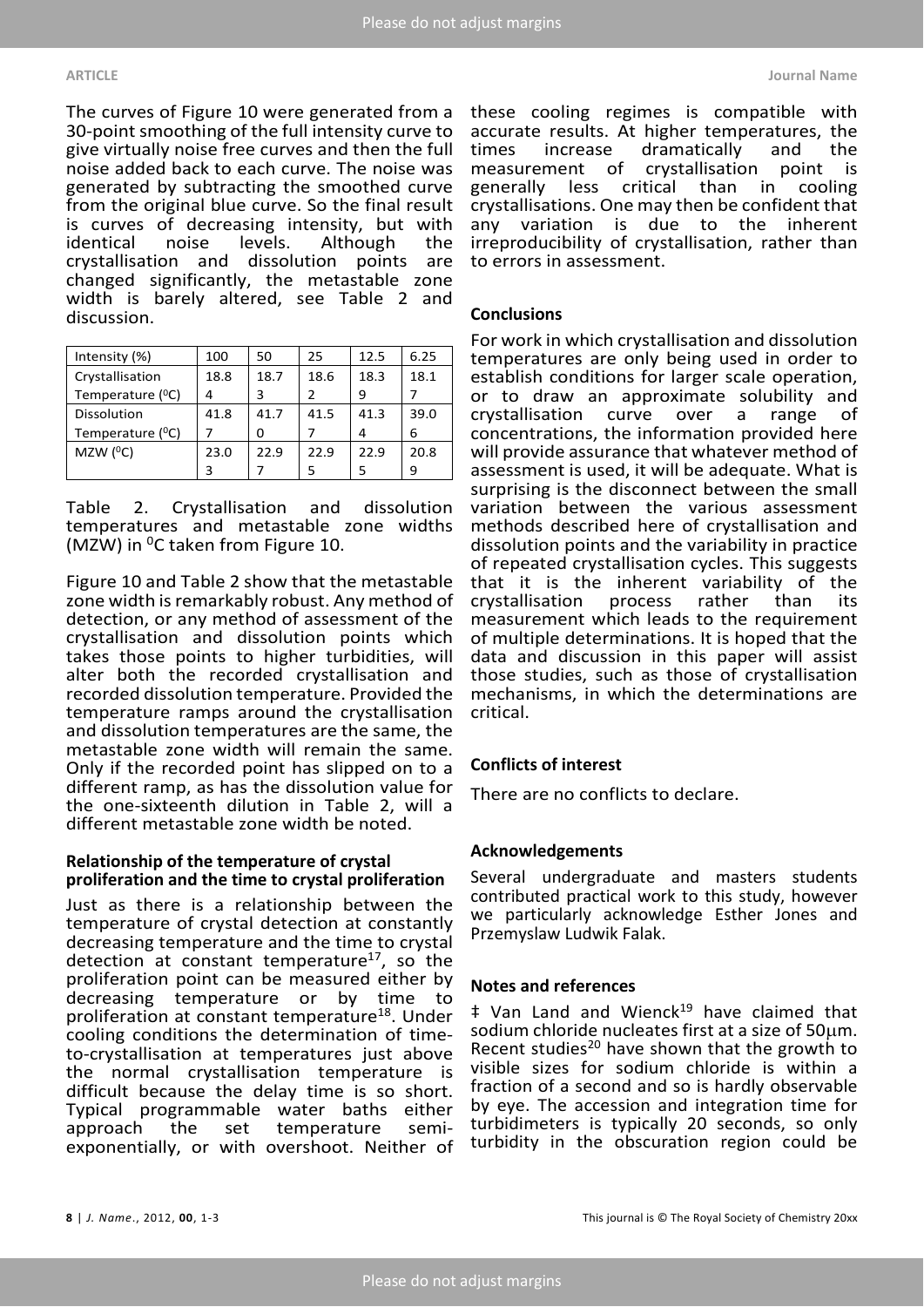The curves of Figure 10 were generated from a 30-point smoothing of the full intensity curve to give virtually noise free curves and then the full noise added back to each curve. The noise was generated by subtracting the smoothed curve from the original blue curve. So the final result is curves of decreasing intensity, but with identical noise levels. Although the crystallisation and dissolution points are changed significantly, the metastable zone width is barely altered, see Table 2 and discussion.

| Intensity (%) | 100 | 50 | 25 | 12.5 | 6.25 |
|---|---|---|---|---|---|
| Crystallisation Temperature ($^0$C) | 18.84 | 18.73 | 18.62 | 18.39 | 18.17 |
| Dissolution Temperature ($^0$C) | 41.87 | 41.70 | 41.57 | 41.34 | 39.06 |
| MZW ($^0$C) | 23.03 | 22.97 | 22.95 | 22.95 | 20.89 |

Table 2. Crystallisation and dissolution temperatures and metastable zone widths (MZW) in $^0$C taken from Figure 10.

Figure 10 and Table 2 show that the metastable zone width is remarkably robust. Any method of detection, or any method of assessment of the crystallisation and dissolution points which takes those points to higher turbidities, will alter both the recorded crystallisation and recorded dissolution temperature. Provided the temperature ramps around the crystallisation and dissolution temperatures are the same, the metastable zone width will remain the same. Only if the recorded point has slipped on to a different ramp, as has the dissolution value for the one-sixteenth dilution in Table 2, will a different metastable zone width be noted.

### Relationship of the temperature of crystal proliferation and the time to crystal proliferation

Just as there is a relationship between the temperature of crystal detection at constantly decreasing temperature and the time to crystal detection at constant temperature[17], so the proliferation point can be measured either by decreasing temperature or by time to proliferation at constant temperature[18]. Under cooling conditions the determination of time-to-crystallisation at temperatures just above the normal crystallisation temperature is difficult because the delay time is so short. Typical programmable water baths either approach the set temperature semi-exponentially, or with overshoot. Neither of these cooling regimes is compatible with accurate results. At higher temperatures, the times increase dramatically and the measurement of crystallisation point is generally less critical than in cooling crystallisations. One may then be confident that any variation is due to the inherent irreproducibility of crystallisation, rather than to errors in assessment.

## Conclusions

For work in which crystallisation and dissolution temperatures are only being used in order to establish conditions for larger scale operation, or to draw an approximate solubility and crystallisation curve over a range of concentrations, the information provided here will provide assurance that whatever method of assessment is used, it will be adequate. What is surprising is the disconnect between the small variation between the various assessment methods described here of crystallisation and dissolution points and the variability in practice of repeated crystallisation cycles. This suggests that it is the inherent variability of the crystallisation process rather than its measurement which leads to the requirement of multiple determinations. It is hoped that the data and discussion in this paper will assist those studies, such as those of crystallisation mechanisms, in which the determinations are critical.

## Conflicts of interest

There are no conflicts to declare.

## Acknowledgements

Several undergraduate and masters students contributed practical work to this study, however we particularly acknowledge Esther Jones and Przemyslaw Ludwik Falak.

## Notes and references

‡ Van Land and Wienck[19] have claimed that sodium chloride nucleates first at a size of 50μm. Recent studies[20] have shown that the growth to visible sizes for sodium chloride is within a fraction of a second and so is hardly observable by eye. The accession and integration time for turbidimeters is typically 20 seconds, so only turbidity in the obscuration region could be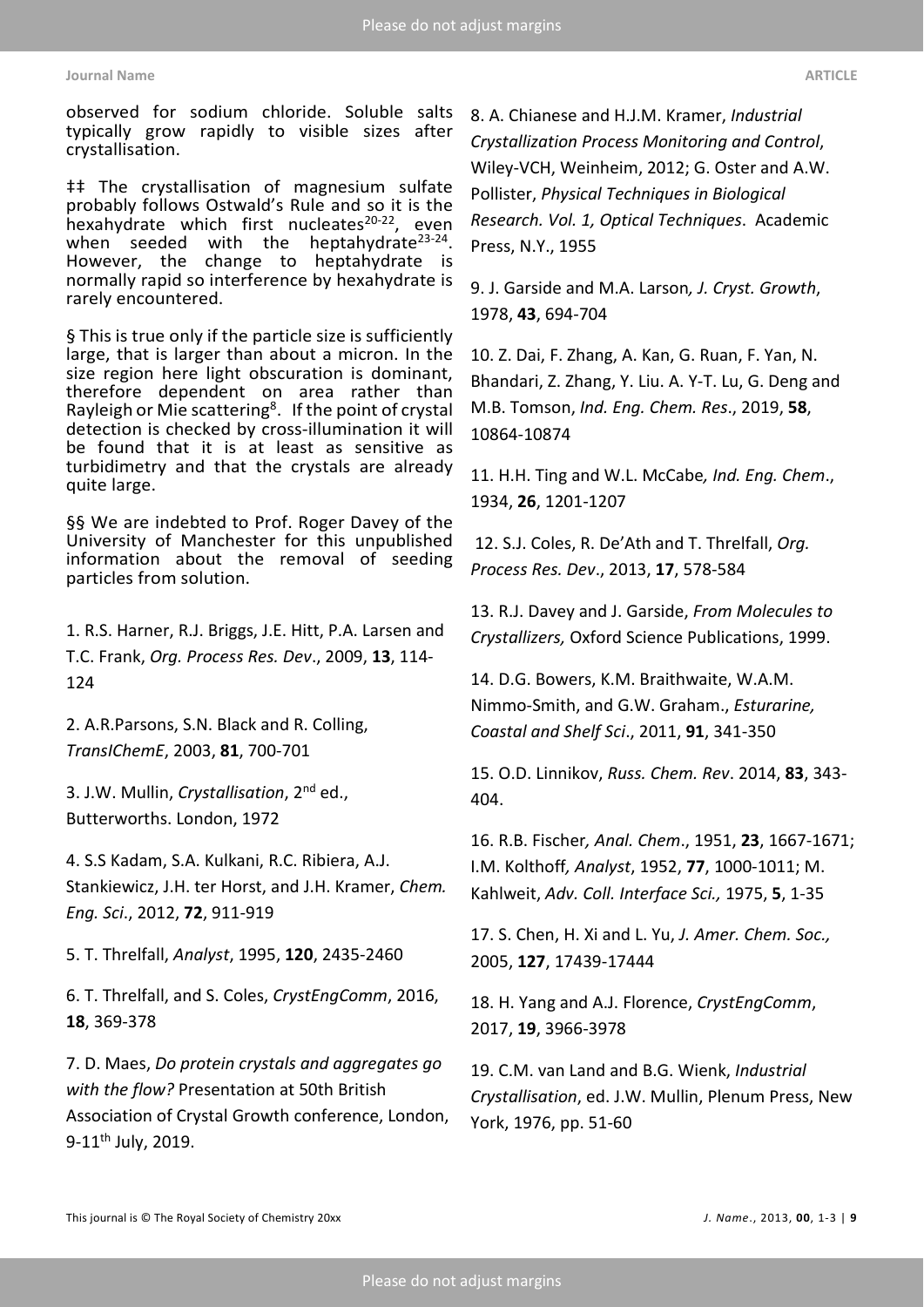observed for sodium chloride. Soluble salts typically grow rapidly to visible sizes after crystallisation.

‡‡ The crystallisation of magnesium sulfate probably follows Ostwald's Rule and so it is the hexahydrate which first nucleates[20-22], even when seeded with the heptahydrate[23-24]. However, the change to heptahydrate is normally rapid so interference by hexahydrate is rarely encountered.

§ This is true only if the particle size is sufficiently large, that is larger than about a micron. In the size region here light obscuration is dominant, therefore dependent on area rather than Rayleigh or Mie scattering[8]. If the point of crystal detection is checked by cross-illumination it will be found that it is at least as sensitive as turbidimetry and that the crystals are already quite large.

§§ We are indebted to Prof. Roger Davey of the University of Manchester for this unpublished information about the removal of seeding particles from solution.

1. R.S. Harner, R.J. Briggs, J.E. Hitt, P.A. Larsen and T.C. Frank, *Org. Process Res. Dev*., 2009, **13**, 114-124

2. A.R.Parsons, S.N. Black and R. Colling, *TransIChemE*, 2003, **81**, 700-701

3. J.W. Mullin, *Crystallisation*, 2nd ed., Butterworths. London, 1972

4. S.S Kadam, S.A. Kulkani, R.C. Ribiera, A.J. Stankiewicz, J.H. ter Horst, and J.H. Kramer, *Chem. Eng. Sci*., 2012, **72**, 911-919

5. T. Threlfall, *Analyst*, 1995, **120**, 2435-2460

6. T. Threlfall, and S. Coles, *CrystEngComm*, 2016, **18**, 369-378

7. D. Maes, *Do protein crystals and aggregates go with the flow?* Presentation at 50th British Association of Crystal Growth conference, London, 9-11th July, 2019.

8. A. Chianese and H.J.M. Kramer, *Industrial Crystallization Process Monitoring and Control*, Wiley-VCH, Weinheim, 2012; G. Oster and A.W. Pollister, *Physical Techniques in Biological Research. Vol. 1, Optical Techniques*. Academic Press, N.Y., 1955

9. J. Garside and M.A. Larson*, J. Cryst. Growth*, 1978, **43**, 694-704

10. Z. Dai, F. Zhang, A. Kan, G. Ruan, F. Yan, N. Bhandari, Z. Zhang, Y. Liu. A. Y-T. Lu, G. Deng and M.B. Tomson, *Ind. Eng. Chem. Res*., 2019, **58**, 10864-10874

11. H.H. Ting and W.L. McCabe*, Ind. Eng. Chem*., 1934, **26**, 1201-1207

12. S.J. Coles, R. De'Ath and T. Threlfall, *Org. Process Res. Dev*., 2013, **17**, 578-584

13. R.J. Davey and J. Garside, *From Molecules to Crystallizers,* Oxford Science Publications, 1999.

14. D.G. Bowers, K.M. Braithwaite, W.A.M. Nimmo-Smith, and G.W. Graham., *Esturarine, Coastal and Shelf Sci*., 2011, **91**, 341-350

15. O.D. Linnikov, *Russ. Chem. Rev*. 2014, **83**, 343-404.

16. R.B. Fischer*, Anal. Chem*., 1951, **23**, 1667-1671; I.M. Kolthoff*, Analyst*, 1952, **77**, 1000-1011; M. Kahlweit, *Adv. Coll. Interface Sci.,* 1975, **5**, 1-35

17. S. Chen, H. Xi and L. Yu, *J. Amer. Chem. Soc.,* 2005, **127**, 17439-17444

18. H. Yang and A.J. Florence, *CrystEngComm*, 2017, **19**, 3966-3978

19. C.M. van Land and B.G. Wienk, *Industrial Crystallisation*, ed. J.W. Mullin, Plenum Press, New York, 1976, pp. 51-60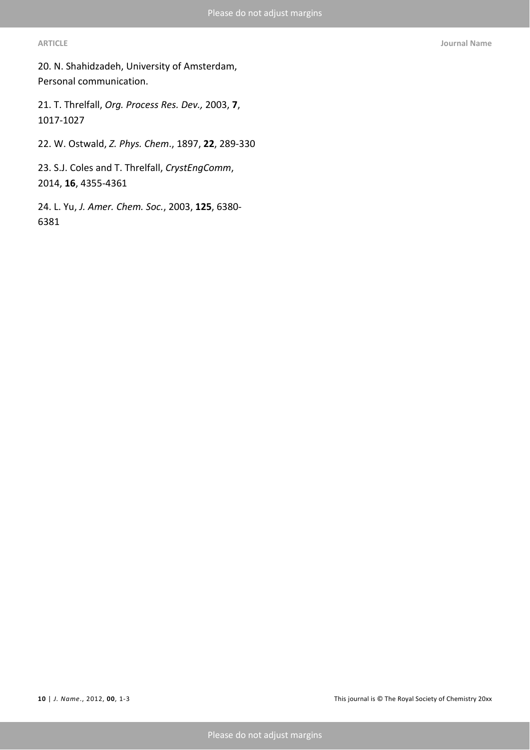20. N. Shahidzadeh, University of Amsterdam, Personal communication.

21. T. Threlfall, *Org. Process Res. Dev.,* 2003, **7**, 1017-1027

22. W. Ostwald, *Z. Phys. Chem*., 1897, **22**, 289-330

23. S.J. Coles and T. Threlfall, *CrystEngComm*, 2014, **16**, 4355-4361

24. L. Yu, *J. Amer. Chem. Soc.*, 2003, **125**, 6380-6381